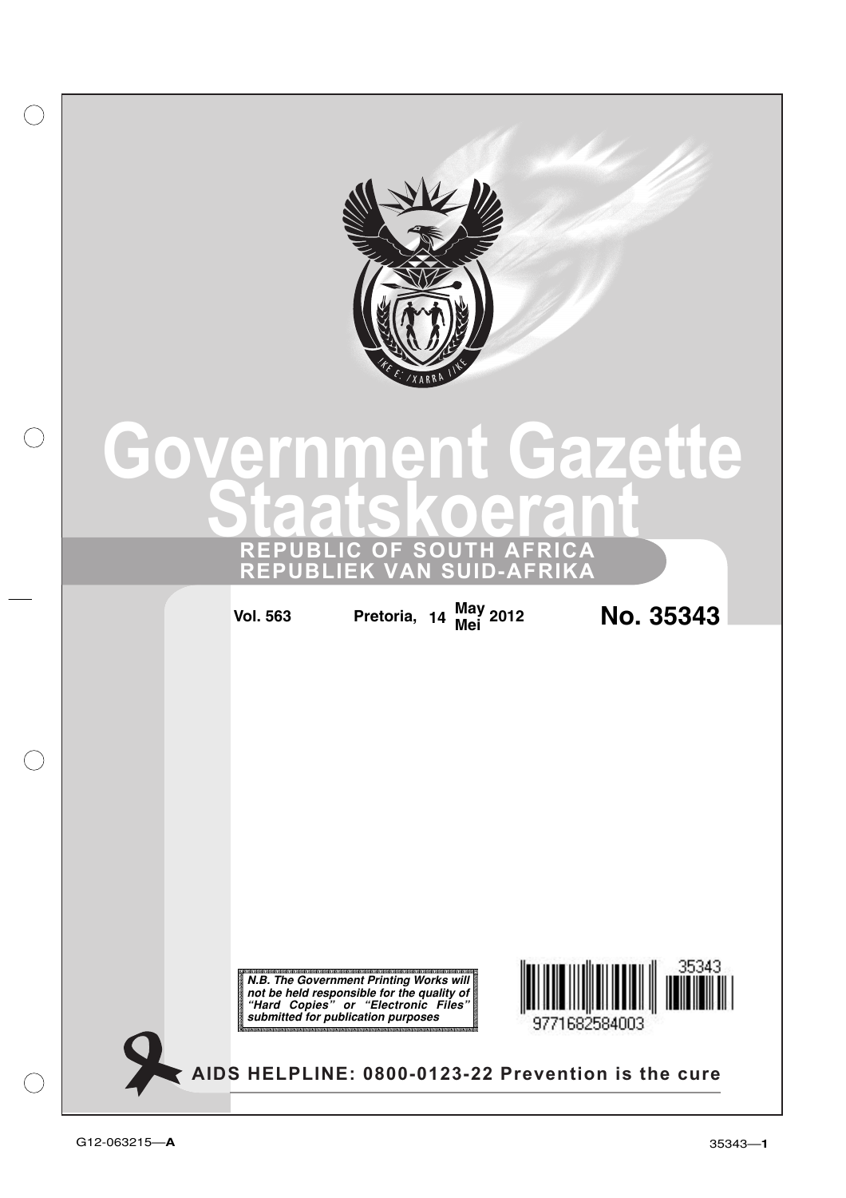# Government Gazette
# Staatskoerant

**REPUBLIC OF SOUTH AFRICA**
**REPUBLIEK VAN SUID-AFRIKA**

**Vol. 563** **Pretoria, 14 May/Mei 2012** **No. 35343**

***N.B. The Government Printing Works will not be held responsible for the quality of "Hard Copies" or "Electronic Files" submitted for publication purposes***

35343

9771682584003

**AIDS HELPLINE: 0800-0123-22 Prevention is the cure**

G12-063215—**A**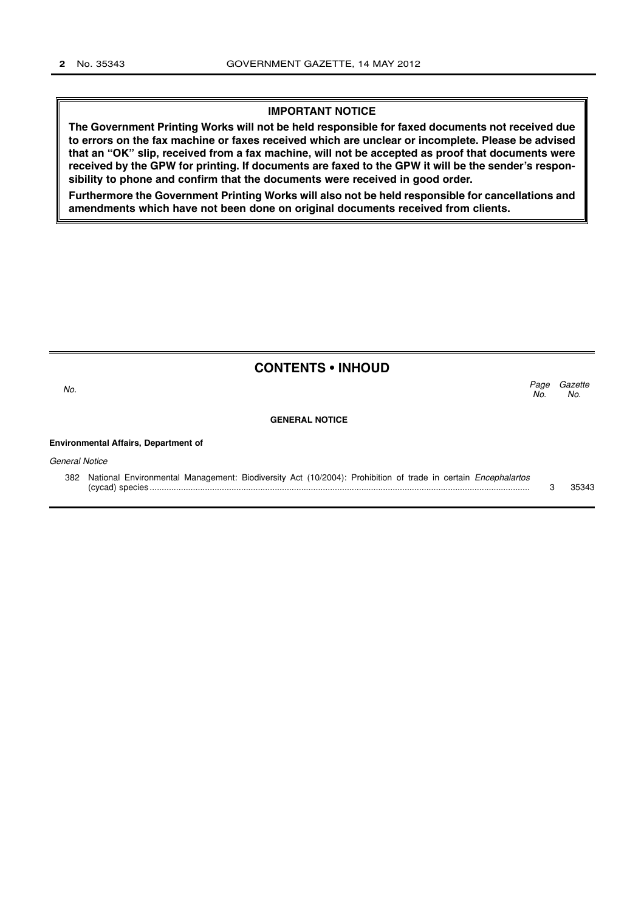**IMPORTANT NOTICE**

**The Government Printing Works will not be held responsible for faxed documents not received due to errors on the fax machine or faxes received which are unclear or incomplete. Please be advised that an "OK" slip, received from a fax machine, will not be accepted as proof that documents were received by the GPW for printing. If documents are faxed to the GPW it will be the sender's responsibility to phone and confirm that the documents were received in good order.**

**Furthermore the Government Printing Works will also not be held responsible for cancellations and amendments which have not been done on original documents received from clients.**

## CONTENTS • INHOUD

| *No.* | | *Page No.* | *Gazette No.* |
|---|---|---|---|
| | **GENERAL NOTICE** | | |
| | **Environmental Affairs, Department of** | | |
| | *General Notice* | | |
| 382 | National Environmental Management: Biodiversity Act (10/2004): Prohibition of trade in certain *Encephalartos* (cycad) species | 3 | 35343 |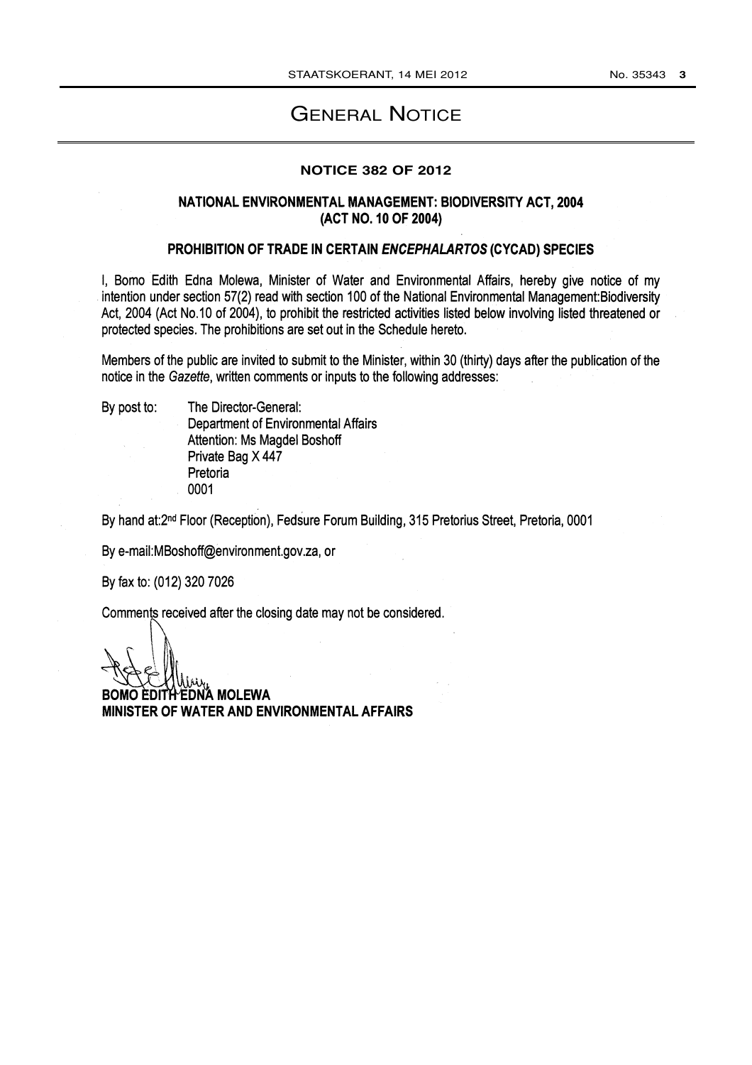# General Notice

## NOTICE 382 OF 2012

### NATIONAL ENVIRONMENTAL MANAGEMENT: BIODIVERSITY ACT, 2004 (ACT NO. 10 OF 2004)

### PROHIBITION OF TRADE IN CERTAIN *ENCEPHALARTOS* (CYCAD) SPECIES

I, Bomo Edith Edna Molewa, Minister of Water and Environmental Affairs, hereby give notice of my intention under section 57(2) read with section 100 of the National Environmental Management:Biodiversity Act, 2004 (Act No.10 of 2004), to prohibit the restricted activities listed below involving listed threatened or protected species. The prohibitions are set out in the Schedule hereto.

Members of the public are invited to submit to the Minister, within 30 (thirty) days after the publication of the notice in the *Gazette*, written comments or inputs to the following addresses:

By post to: The Director-General:
Department of Environmental Affairs
Attention: Ms Magdel Boshoff
Private Bag X 447
Pretoria
0001

By hand at:2nd Floor (Reception), Fedsure Forum Building, 315 Pretorius Street, Pretoria, 0001

By e-mail:MBoshoff@environment.gov.za, or

By fax to: (012) 320 7026

Comments received after the closing date may not be considered.

**BOMO EDITH EDNA MOLEWA**
**MINISTER OF WATER AND ENVIRONMENTAL AFFAIRS**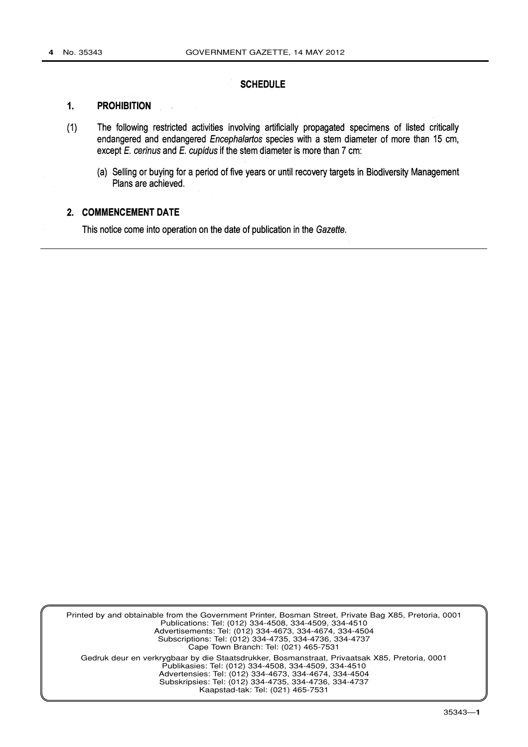## SCHEDULE

### 1. PROHIBITION

(1) The following restricted activities involving artificially propagated specimens of listed critically endangered and endangered *Encephalartos* species with a stem diameter of more than 15 cm, except *E. cerinus* and *E. cupidus* if the stem diameter is more than 7 cm:

(a) Selling or buying for a period of five years or until recovery targets in Biodiversity Management Plans are achieved.

### 2. COMMENCEMENT DATE

This notice come into operation on the date of publication in the *Gazette*.

Printed by and obtainable from the Government Printer, Bosman Street, Private Bag X85, Pretoria, 0001
Publications: Tel: (012) 334-4508, 334-4509, 334-4510
Advertisements: Tel: (012) 334-4673, 334-4674, 334-4504
Subscriptions: Tel: (012) 334-4735, 334-4736, 334-4737
Cape Town Branch: Tel: (021) 465-7531

Gedruk deur en verkrygbaar by die Staatsdrukker, Bosmanstraat, Privaatsak X85, Pretoria, 0001
Publikasies: Tel: (012) 334-4508, 334-4509, 334-4510
Advertensies: Tel: (012) 334-4673, 334-4674, 334-4504
Subskripsies: Tel: (012) 334-4735, 334-4736, 334-4737
Kaapstad-tak: Tel: (021) 465-7531